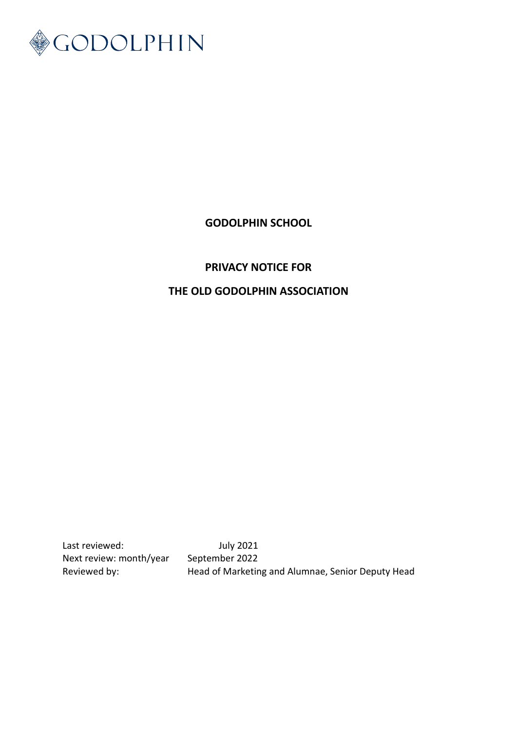GODOLPHIN

**GODOLPHIN SCHOOL**

**PRIVACY NOTICE FOR**

**THE OLD GODOLPHIN ASSOCIATION**

| | |
|---|---|
| Last reviewed: | July 2021 |
| Next review: month/year | September 2022 |
| Reviewed by: | Head of Marketing and Alumnae, Senior Deputy Head |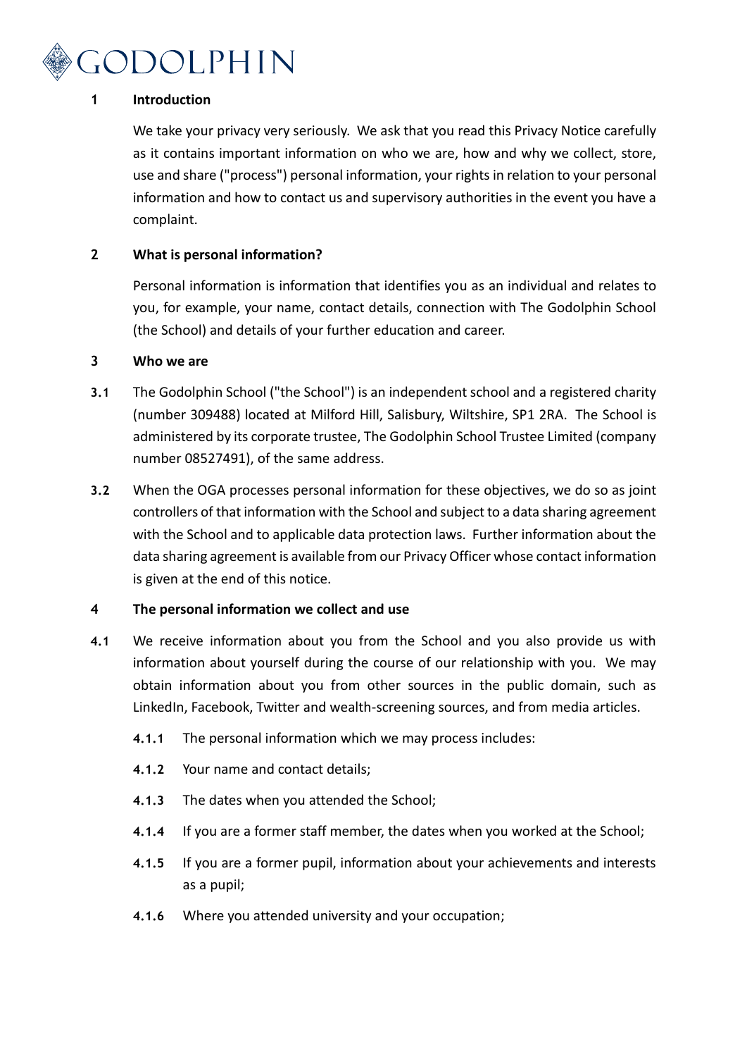## 1 Introduction

We take your privacy very seriously. We ask that you read this Privacy Notice carefully as it contains important information on who we are, how and why we collect, store, use and share ("process") personal information, your rights in relation to your personal information and how to contact us and supervisory authorities in the event you have a complaint.

## 2 What is personal information?

Personal information is information that identifies you as an individual and relates to you, for example, your name, contact details, connection with The Godolphin School (the School) and details of your further education and career.

## 3 Who we are

**3.1** The Godolphin School ("the School") is an independent school and a registered charity (number 309488) located at Milford Hill, Salisbury, Wiltshire, SP1 2RA. The School is administered by its corporate trustee, The Godolphin School Trustee Limited (company number 08527491), of the same address.

**3.2** When the OGA processes personal information for these objectives, we do so as joint controllers of that information with the School and subject to a data sharing agreement with the School and to applicable data protection laws. Further information about the data sharing agreement is available from our Privacy Officer whose contact information is given at the end of this notice.

## 4 The personal information we collect and use

**4.1** We receive information about you from the School and you also provide us with information about yourself during the course of our relationship with you. We may obtain information about you from other sources in the public domain, such as LinkedIn, Facebook, Twitter and wealth-screening sources, and from media articles.

**4.1.1** The personal information which we may process includes:

**4.1.2** Your name and contact details;

**4.1.3** The dates when you attended the School;

**4.1.4** If you are a former staff member, the dates when you worked at the School;

**4.1.5** If you are a former pupil, information about your achievements and interests as a pupil;

**4.1.6** Where you attended university and your occupation;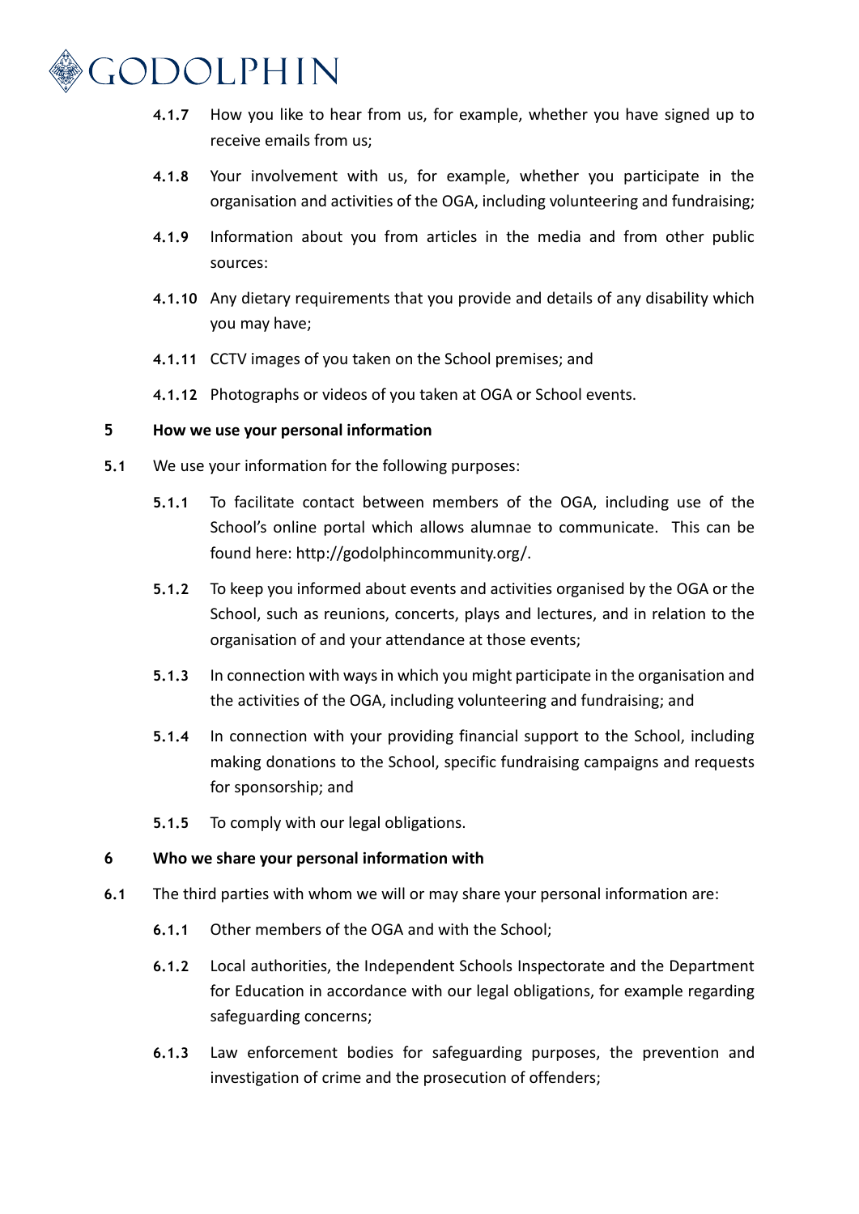**4.1.7** How you like to hear from us, for example, whether you have signed up to receive emails from us;

**4.1.8** Your involvement with us, for example, whether you participate in the organisation and activities of the OGA, including volunteering and fundraising;

**4.1.9** Information about you from articles in the media and from other public sources:

**4.1.10** Any dietary requirements that you provide and details of any disability which you may have;

**4.1.11** CCTV images of you taken on the School premises; and

**4.1.12** Photographs or videos of you taken at OGA or School events.

## 5 How we use your personal information

**5.1** We use your information for the following purposes:

**5.1.1** To facilitate contact between members of the OGA, including use of the School's online portal which allows alumnae to communicate. This can be found here: http://godolphincommunity.org/.

**5.1.2** To keep you informed about events and activities organised by the OGA or the School, such as reunions, concerts, plays and lectures, and in relation to the organisation of and your attendance at those events;

**5.1.3** In connection with ways in which you might participate in the organisation and the activities of the OGA, including volunteering and fundraising; and

**5.1.4** In connection with your providing financial support to the School, including making donations to the School, specific fundraising campaigns and requests for sponsorship; and

**5.1.5** To comply with our legal obligations.

## 6 Who we share your personal information with

**6.1** The third parties with whom we will or may share your personal information are:

**6.1.1** Other members of the OGA and with the School;

**6.1.2** Local authorities, the Independent Schools Inspectorate and the Department for Education in accordance with our legal obligations, for example regarding safeguarding concerns;

**6.1.3** Law enforcement bodies for safeguarding purposes, the prevention and investigation of crime and the prosecution of offenders;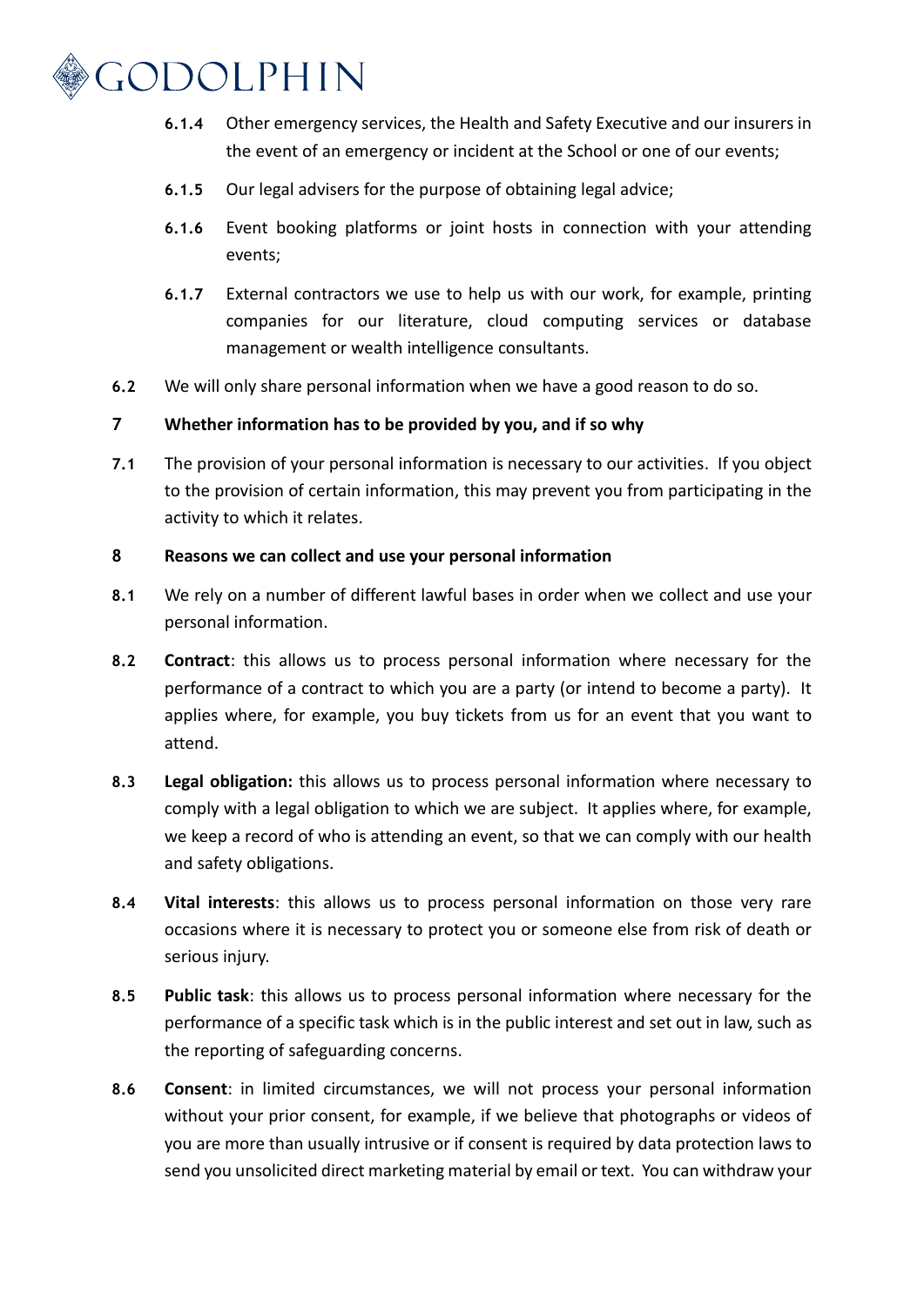**6.1.4** Other emergency services, the Health and Safety Executive and our insurers in the event of an emergency or incident at the School or one of our events;

**6.1.5** Our legal advisers for the purpose of obtaining legal advice;

**6.1.6** Event booking platforms or joint hosts in connection with your attending events;

**6.1.7** External contractors we use to help us with our work, for example, printing companies for our literature, cloud computing services or database management or wealth intelligence consultants.

**6.2** We will only share personal information when we have a good reason to do so.

## 7 Whether information has to be provided by you, and if so why

**7.1** The provision of your personal information is necessary to our activities. If you object to the provision of certain information, this may prevent you from participating in the activity to which it relates.

## 8 Reasons we can collect and use your personal information

**8.1** We rely on a number of different lawful bases in order when we collect and use your personal information.

**8.2** **Contract**: this allows us to process personal information where necessary for the performance of a contract to which you are a party (or intend to become a party). It applies where, for example, you buy tickets from us for an event that you want to attend.

**8.3** **Legal obligation:** this allows us to process personal information where necessary to comply with a legal obligation to which we are subject. It applies where, for example, we keep a record of who is attending an event, so that we can comply with our health and safety obligations.

**8.4** **Vital interests**: this allows us to process personal information on those very rare occasions where it is necessary to protect you or someone else from risk of death or serious injury.

**8.5** **Public task**: this allows us to process personal information where necessary for the performance of a specific task which is in the public interest and set out in law, such as the reporting of safeguarding concerns.

**8.6** **Consent**: in limited circumstances, we will not process your personal information without your prior consent, for example, if we believe that photographs or videos of you are more than usually intrusive or if consent is required by data protection laws to send you unsolicited direct marketing material by email or text. You can withdraw your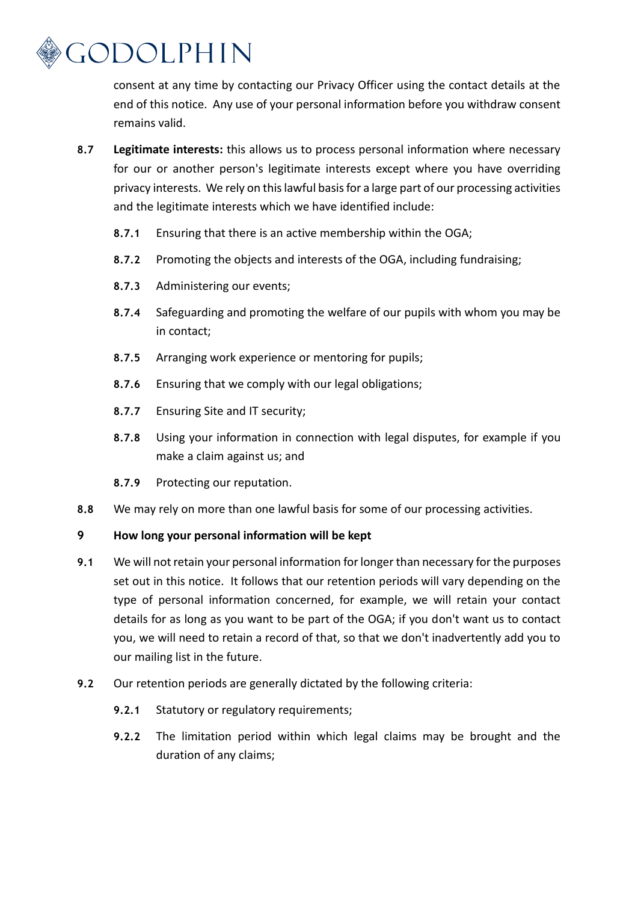consent at any time by contacting our Privacy Officer using the contact details at the end of this notice. Any use of your personal information before you withdraw consent remains valid.

**8.7** **Legitimate interests:** this allows us to process personal information where necessary for our or another person's legitimate interests except where you have overriding privacy interests. We rely on this lawful basis for a large part of our processing activities and the legitimate interests which we have identified include:

- **8.7.1** Ensuring that there is an active membership within the OGA;
- **8.7.2** Promoting the objects and interests of the OGA, including fundraising;
- **8.7.3** Administering our events;
- **8.7.4** Safeguarding and promoting the welfare of our pupils with whom you may be in contact;
- **8.7.5** Arranging work experience or mentoring for pupils;
- **8.7.6** Ensuring that we comply with our legal obligations;
- **8.7.7** Ensuring Site and IT security;
- **8.7.8** Using your information in connection with legal disputes, for example if you make a claim against us; and
- **8.7.9** Protecting our reputation.

**8.8** We may rely on more than one lawful basis for some of our processing activities.

## 9 How long your personal information will be kept

**9.1** We will not retain your personal information for longer than necessary for the purposes set out in this notice. It follows that our retention periods will vary depending on the type of personal information concerned, for example, we will retain your contact details for as long as you want to be part of the OGA; if you don't want us to contact you, we will need to retain a record of that, so that we don't inadvertently add you to our mailing list in the future.

**9.2** Our retention periods are generally dictated by the following criteria:

- **9.2.1** Statutory or regulatory requirements;
- **9.2.2** The limitation period within which legal claims may be brought and the duration of any claims;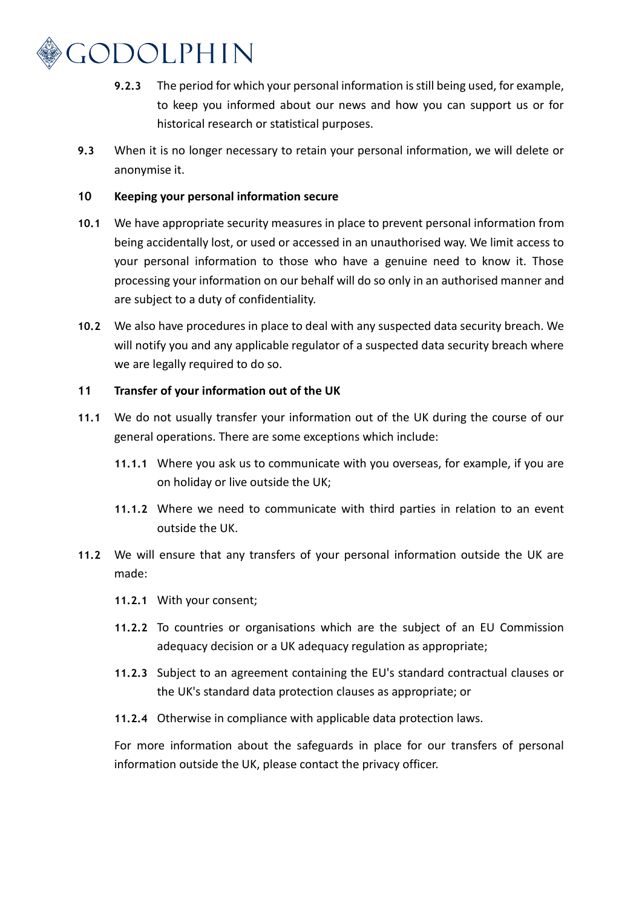**9.2.3** The period for which your personal information is still being used, for example, to keep you informed about our news and how you can support us or for historical research or statistical purposes.

**9.3** When it is no longer necessary to retain your personal information, we will delete or anonymise it.

## 10 Keeping your personal information secure

**10.1** We have appropriate security measures in place to prevent personal information from being accidentally lost, or used or accessed in an unauthorised way. We limit access to your personal information to those who have a genuine need to know it. Those processing your information on our behalf will do so only in an authorised manner and are subject to a duty of confidentiality.

**10.2** We also have procedures in place to deal with any suspected data security breach. We will notify you and any applicable regulator of a suspected data security breach where we are legally required to do so.

## 11 Transfer of your information out of the UK

**11.1** We do not usually transfer your information out of the UK during the course of our general operations. There are some exceptions which include:

**11.1.1** Where you ask us to communicate with you overseas, for example, if you are on holiday or live outside the UK;

**11.1.2** Where we need to communicate with third parties in relation to an event outside the UK.

**11.2** We will ensure that any transfers of your personal information outside the UK are made:

**11.2.1** With your consent;

**11.2.2** To countries or organisations which are the subject of an EU Commission adequacy decision or a UK adequacy regulation as appropriate;

**11.2.3** Subject to an agreement containing the EU's standard contractual clauses or the UK's standard data protection clauses as appropriate; or

**11.2.4** Otherwise in compliance with applicable data protection laws.

For more information about the safeguards in place for our transfers of personal information outside the UK, please contact the privacy officer.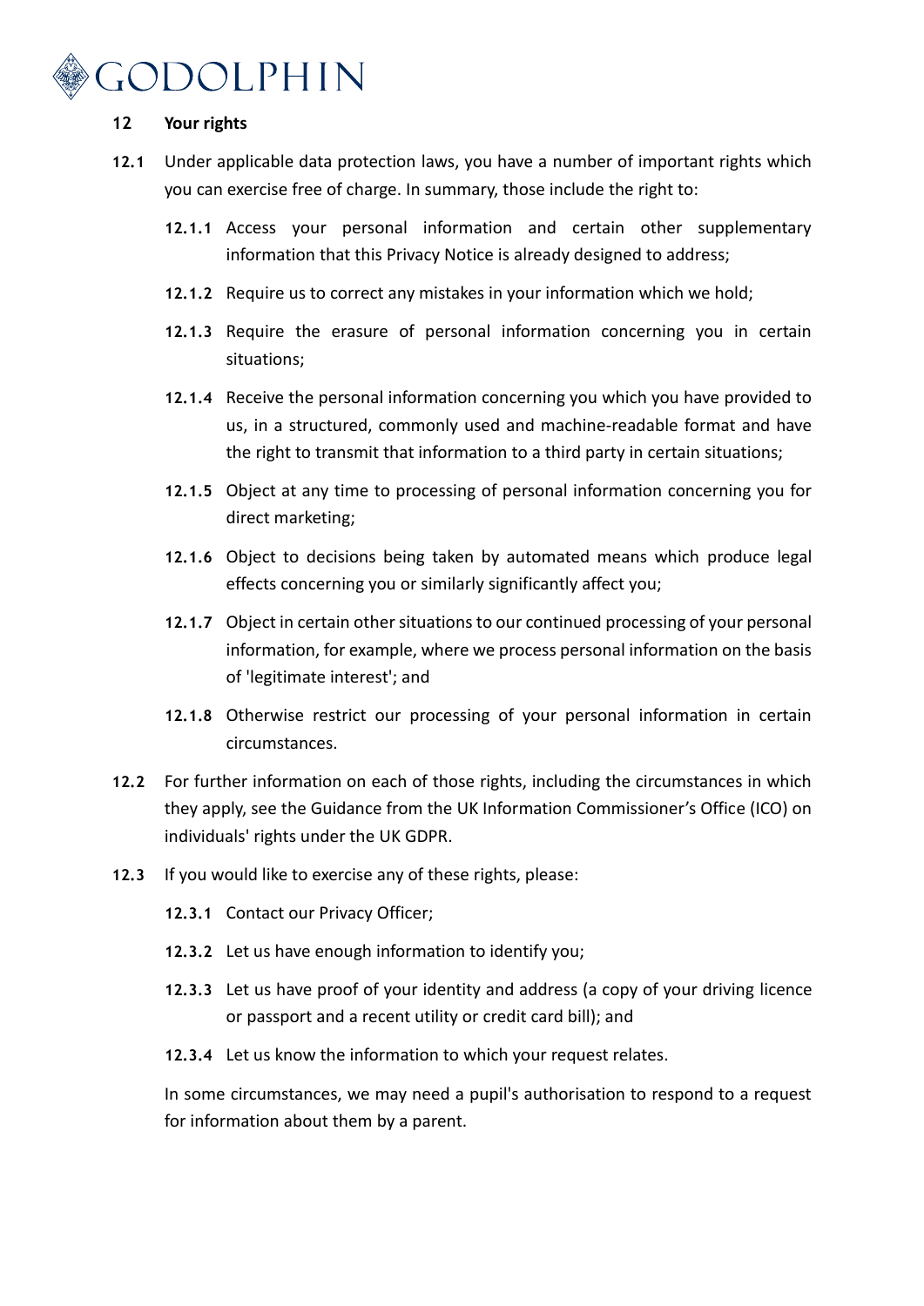## 12 Your rights

**12.1** Under applicable data protection laws, you have a number of important rights which you can exercise free of charge. In summary, those include the right to:

- **12.1.1** Access your personal information and certain other supplementary information that this Privacy Notice is already designed to address;
- **12.1.2** Require us to correct any mistakes in your information which we hold;
- **12.1.3** Require the erasure of personal information concerning you in certain situations;
- **12.1.4** Receive the personal information concerning you which you have provided to us, in a structured, commonly used and machine-readable format and have the right to transmit that information to a third party in certain situations;
- **12.1.5** Object at any time to processing of personal information concerning you for direct marketing;
- **12.1.6** Object to decisions being taken by automated means which produce legal effects concerning you or similarly significantly affect you;
- **12.1.7** Object in certain other situations to our continued processing of your personal information, for example, where we process personal information on the basis of 'legitimate interest'; and
- **12.1.8** Otherwise restrict our processing of your personal information in certain circumstances.

**12.2** For further information on each of those rights, including the circumstances in which they apply, see the Guidance from the UK Information Commissioner's Office (ICO) on individuals' rights under the UK GDPR.

**12.3** If you would like to exercise any of these rights, please:

- **12.3.1** Contact our Privacy Officer;
- **12.3.2** Let us have enough information to identify you;
- **12.3.3** Let us have proof of your identity and address (a copy of your driving licence or passport and a recent utility or credit card bill); and
- **12.3.4** Let us know the information to which your request relates.

In some circumstances, we may need a pupil's authorisation to respond to a request for information about them by a parent.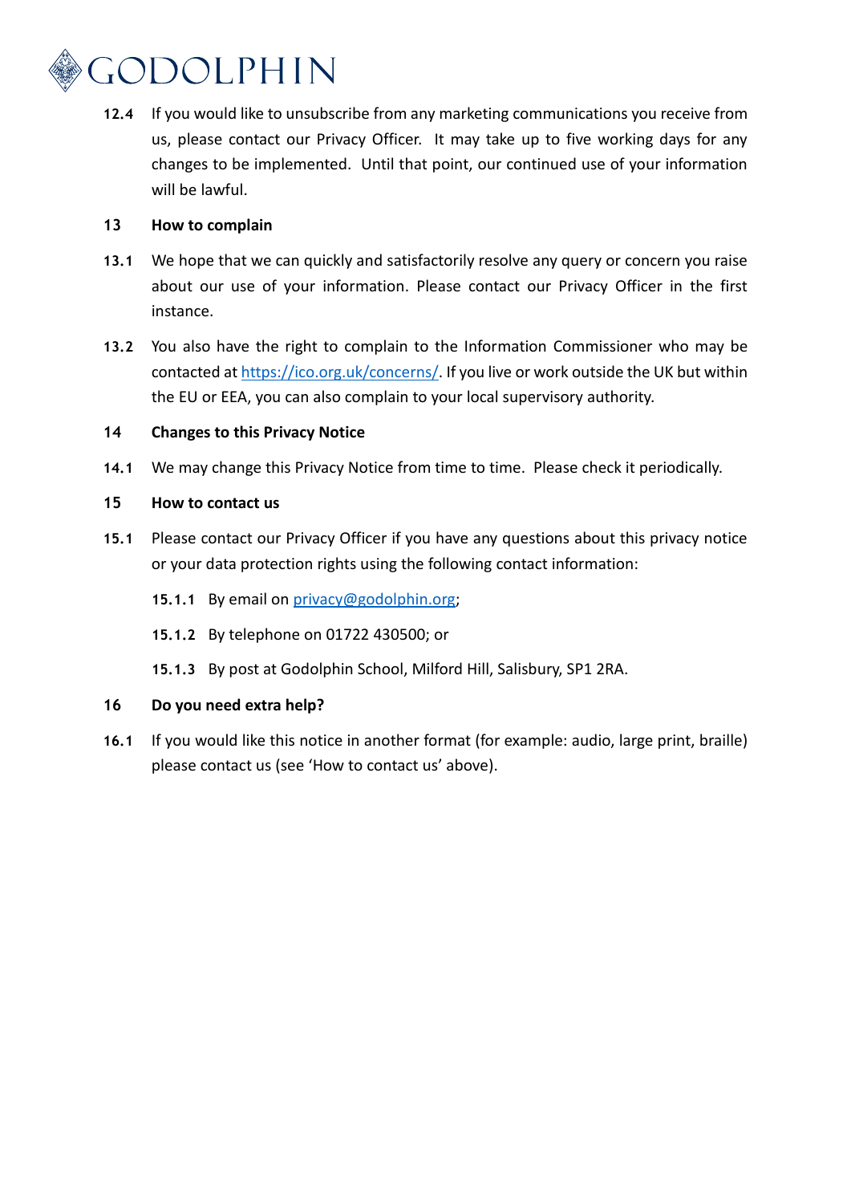**12.4** If you would like to unsubscribe from any marketing communications you receive from us, please contact our Privacy Officer. It may take up to five working days for any changes to be implemented. Until that point, our continued use of your information will be lawful.

## 13 How to complain

**13.1** We hope that we can quickly and satisfactorily resolve any query or concern you raise about our use of your information. Please contact our Privacy Officer in the first instance.

**13.2** You also have the right to complain to the Information Commissioner who may be contacted at https://ico.org.uk/concerns/. If you live or work outside the UK but within the EU or EEA, you can also complain to your local supervisory authority.

## 14 Changes to this Privacy Notice

**14.1** We may change this Privacy Notice from time to time. Please check it periodically.

## 15 How to contact us

**15.1** Please contact our Privacy Officer if you have any questions about this privacy notice or your data protection rights using the following contact information:

- **15.1.1** By email on privacy@godolphin.org;
- **15.1.2** By telephone on 01722 430500; or
- **15.1.3** By post at Godolphin School, Milford Hill, Salisbury, SP1 2RA.

## 16 Do you need extra help?

**16.1** If you would like this notice in another format (for example: audio, large print, braille) please contact us (see 'How to contact us' above).